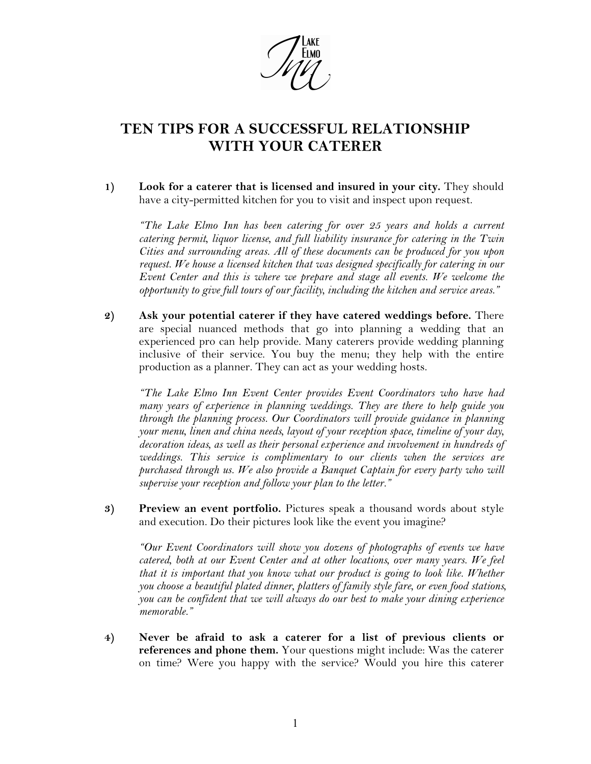# TEN TIPS FOR A SUCCESSFUL RELATIONSHIP WITH YOUR CATERER

1) **Look for a caterer that is licensed and insured in your city.** They should have a city-permitted kitchen for you to visit and inspect upon request.

   *"The Lake Elmo Inn has been catering for over 25 years and holds a current catering permit, liquor license, and full liability insurance for catering in the Twin Cities and surrounding areas. All of these documents can be produced for you upon request. We house a licensed kitchen that was designed specifically for catering in our Event Center and this is where we prepare and stage all events. We welcome the opportunity to give full tours of our facility, including the kitchen and service areas."*

2) **Ask your potential caterer if they have catered weddings before.** There are special nuanced methods that go into planning a wedding that an experienced pro can help provide. Many caterers provide wedding planning inclusive of their service. You buy the menu; they help with the entire production as a planner. They can act as your wedding hosts.

   *"The Lake Elmo Inn Event Center provides Event Coordinators who have had many years of experience in planning weddings. They are there to help guide you through the planning process. Our Coordinators will provide guidance in planning your menu, linen and china needs, layout of your reception space, timeline of your day, decoration ideas, as well as their personal experience and involvement in hundreds of weddings. This service is complimentary to our clients when the services are purchased through us. We also provide a Banquet Captain for every party who will supervise your reception and follow your plan to the letter."*

3) **Preview an event portfolio.** Pictures speak a thousand words about style and execution. Do their pictures look like the event you imagine?

   *"Our Event Coordinators will show you dozens of photographs of events we have catered, both at our Event Center and at other locations, over many years. We feel that it is important that you know what our product is going to look like. Whether you choose a beautiful plated dinner, platters of family style fare, or even food stations, you can be confident that we will always do our best to make your dining experience memorable."*

4) **Never be afraid to ask a caterer for a list of previous clients or references and phone them.** Your questions might include: Was the caterer on time? Were you happy with the service? Would you hire this caterer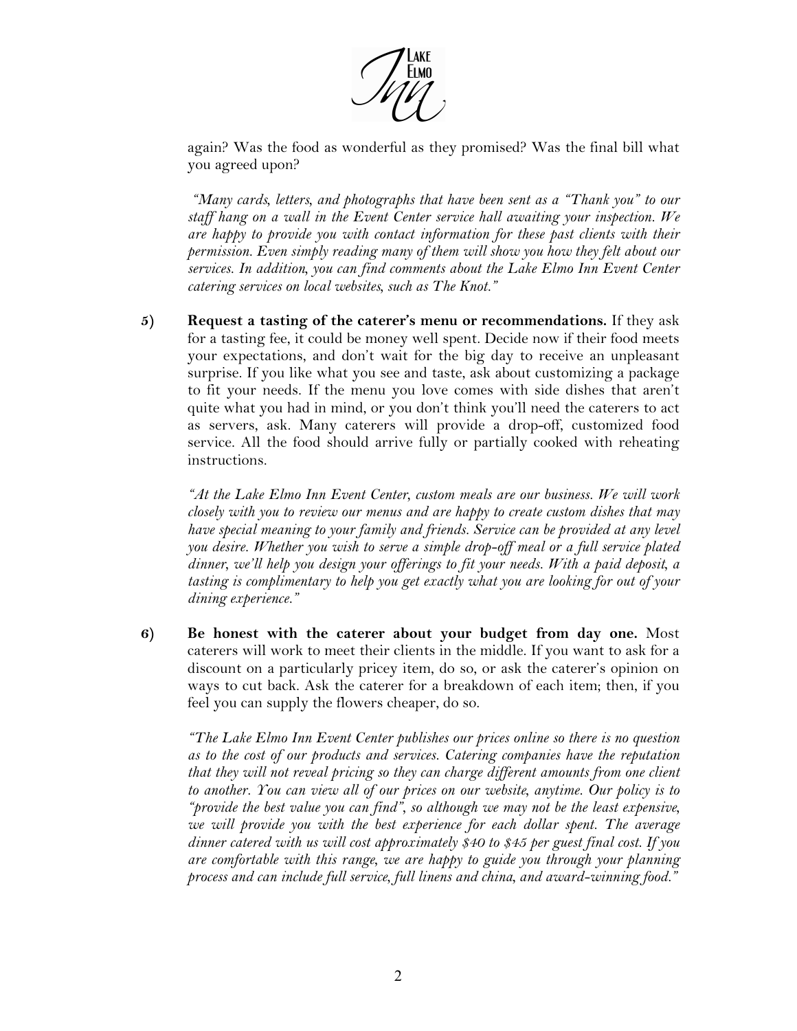again? Was the food as wonderful as they promised? Was the final bill what you agreed upon?

*"Many cards, letters, and photographs that have been sent as a "Thank you" to our staff hang on a wall in the Event Center service hall awaiting your inspection. We are happy to provide you with contact information for these past clients with their permission. Even simply reading many of them will show you how they felt about our services. In addition, you can find comments about the Lake Elmo Inn Event Center catering services on local websites, such as The Knot."*

5) **Request a tasting of the caterer's menu or recommendations.** If they ask for a tasting fee, it could be money well spent. Decide now if their food meets your expectations, and don't wait for the big day to receive an unpleasant surprise. If you like what you see and taste, ask about customizing a package to fit your needs. If the menu you love comes with side dishes that aren't quite what you had in mind, or you don't think you'll need the caterers to act as servers, ask. Many caterers will provide a drop-off, customized food service. All the food should arrive fully or partially cooked with reheating instructions.

   *"At the Lake Elmo Inn Event Center, custom meals are our business. We will work closely with you to review our menus and are happy to create custom dishes that may have special meaning to your family and friends. Service can be provided at any level you desire. Whether you wish to serve a simple drop-off meal or a full service plated dinner, we'll help you design your offerings to fit your needs. With a paid deposit, a tasting is complimentary to help you get exactly what you are looking for out of your dining experience."*

6) **Be honest with the caterer about your budget from day one.** Most caterers will work to meet their clients in the middle. If you want to ask for a discount on a particularly pricey item, do so, or ask the caterer's opinion on ways to cut back. Ask the caterer for a breakdown of each item; then, if you feel you can supply the flowers cheaper, do so.

   *"The Lake Elmo Inn Event Center publishes our prices online so there is no question as to the cost of our products and services. Catering companies have the reputation that they will not reveal pricing so they can charge different amounts from one client to another. You can view all of our prices on our website, anytime. Our policy is to "provide the best value you can find", so although we may not be the least expensive, we will provide you with the best experience for each dollar spent. The average dinner catered with us will cost approximately $40 to $45 per guest final cost. If you are comfortable with this range, we are happy to guide you through your planning process and can include full service, full linens and china, and award-winning food."*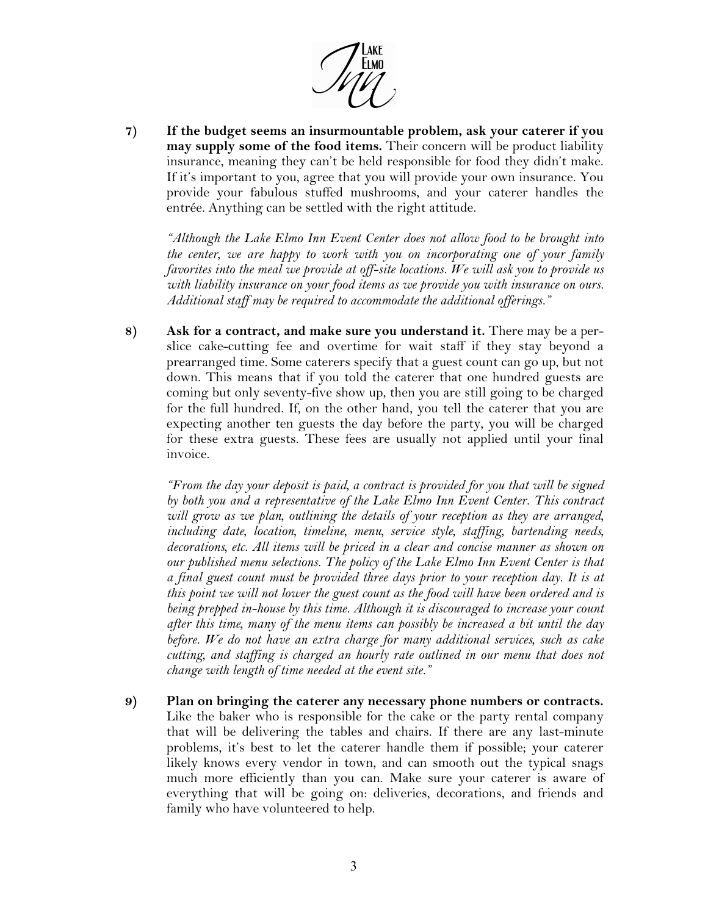7) **If the budget seems an insurmountable problem, ask your caterer if you may supply some of the food items.** Their concern will be product liability insurance, meaning they can't be held responsible for food they didn't make. If it's important to you, agree that you will provide your own insurance. You provide your fabulous stuffed mushrooms, and your caterer handles the entrée. Anything can be settled with the right attitude.

   *"Although the Lake Elmo Inn Event Center does not allow food to be brought into the center, we are happy to work with you on incorporating one of your family favorites into the meal we provide at off-site locations. We will ask you to provide us with liability insurance on your food items as we provide you with insurance on ours. Additional staff may be required to accommodate the additional offerings."*

8) **Ask for a contract, and make sure you understand it.** There may be a per-slice cake-cutting fee and overtime for wait staff if they stay beyond a prearranged time. Some caterers specify that a guest count can go up, but not down. This means that if you told the caterer that one hundred guests are coming but only seventy-five show up, then you are still going to be charged for the full hundred. If, on the other hand, you tell the caterer that you are expecting another ten guests the day before the party, you will be charged for these extra guests. These fees are usually not applied until your final invoice.

   *"From the day your deposit is paid, a contract is provided for you that will be signed by both you and a representative of the Lake Elmo Inn Event Center. This contract will grow as we plan, outlining the details of your reception as they are arranged, including date, location, timeline, menu, service style, staffing, bartending needs, decorations, etc. All items will be priced in a clear and concise manner as shown on our published menu selections. The policy of the Lake Elmo Inn Event Center is that a final guest count must be provided three days prior to your reception day. It is at this point we will not lower the guest count as the food will have been ordered and is being prepped in-house by this time. Although it is discouraged to increase your count after this time, many of the menu items can possibly be increased a bit until the day before. We do not have an extra charge for many additional services, such as cake cutting, and staffing is charged an hourly rate outlined in our menu that does not change with length of time needed at the event site."*

9) **Plan on bringing the caterer any necessary phone numbers or contracts.** Like the baker who is responsible for the cake or the party rental company that will be delivering the tables and chairs. If there are any last-minute problems, it's best to let the caterer handle them if possible; your caterer likely knows every vendor in town, and can smooth out the typical snags much more efficiently than you can. Make sure your caterer is aware of everything that will be going on: deliveries, decorations, and friends and family who have volunteered to help.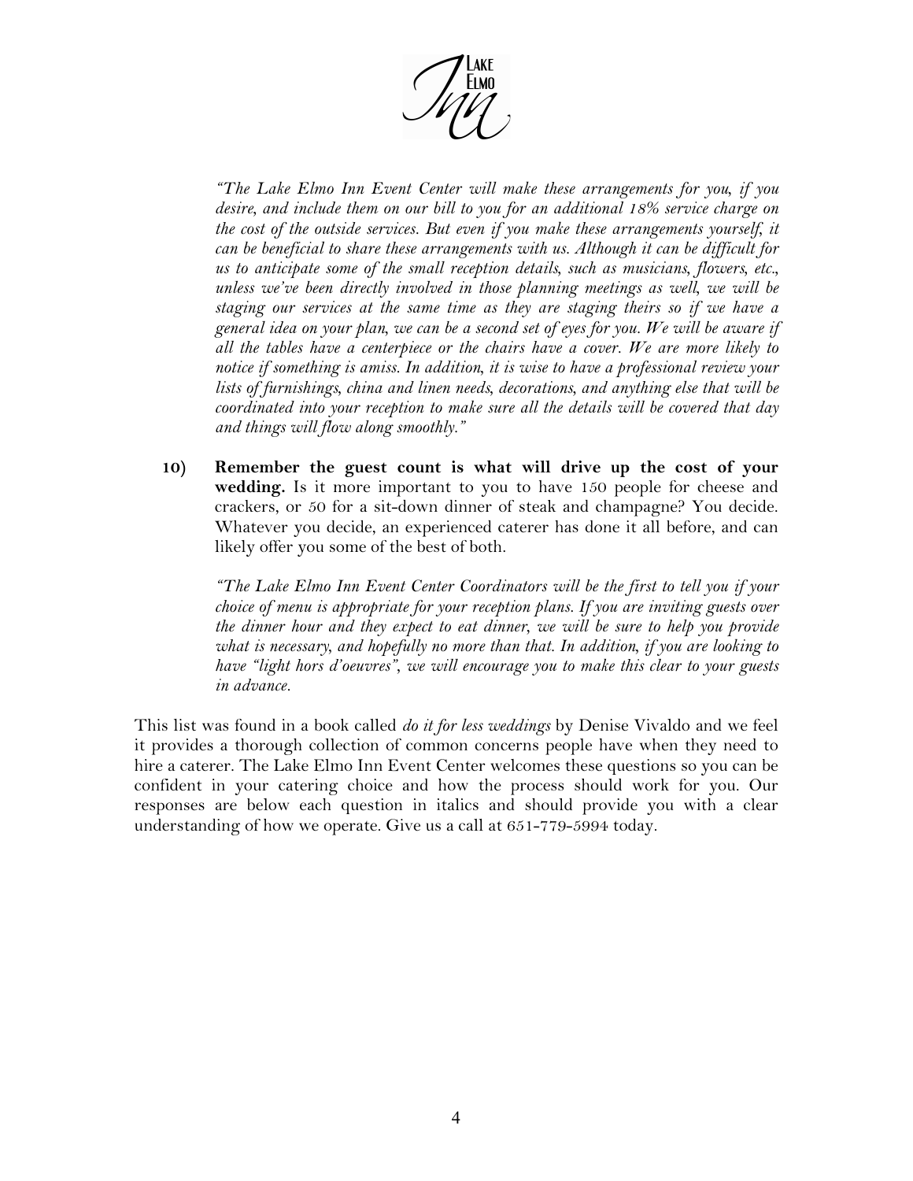*"The Lake Elmo Inn Event Center will make these arrangements for you, if you desire, and include them on our bill to you for an additional 18% service charge on the cost of the outside services. But even if you make these arrangements yourself, it can be beneficial to share these arrangements with us. Although it can be difficult for us to anticipate some of the small reception details, such as musicians, flowers, etc., unless we've been directly involved in those planning meetings as well, we will be staging our services at the same time as they are staging theirs so if we have a general idea on your plan, we can be a second set of eyes for you. We will be aware if all the tables have a centerpiece or the chairs have a cover. We are more likely to notice if something is amiss. In addition, it is wise to have a professional review your lists of furnishings, china and linen needs, decorations, and anything else that will be coordinated into your reception to make sure all the details will be covered that day and things will flow along smoothly."*

10) **Remember the guest count is what will drive up the cost of your wedding.** Is it more important to you to have 150 people for cheese and crackers, or 50 for a sit-down dinner of steak and champagne? You decide. Whatever you decide, an experienced caterer has done it all before, and can likely offer you some of the best of both.

    *"The Lake Elmo Inn Event Center Coordinators will be the first to tell you if your choice of menu is appropriate for your reception plans. If you are inviting guests over the dinner hour and they expect to eat dinner, we will be sure to help you provide what is necessary, and hopefully no more than that. In addition, if you are looking to have "light hors d'oeuvres", we will encourage you to make this clear to your guests in advance.*

This list was found in a book called *do it for less weddings* by Denise Vivaldo and we feel it provides a thorough collection of common concerns people have when they need to hire a caterer. The Lake Elmo Inn Event Center welcomes these questions so you can be confident in your catering choice and how the process should work for you. Our responses are below each question in italics and should provide you with a clear understanding of how we operate. Give us a call at 651-779-5994 today.